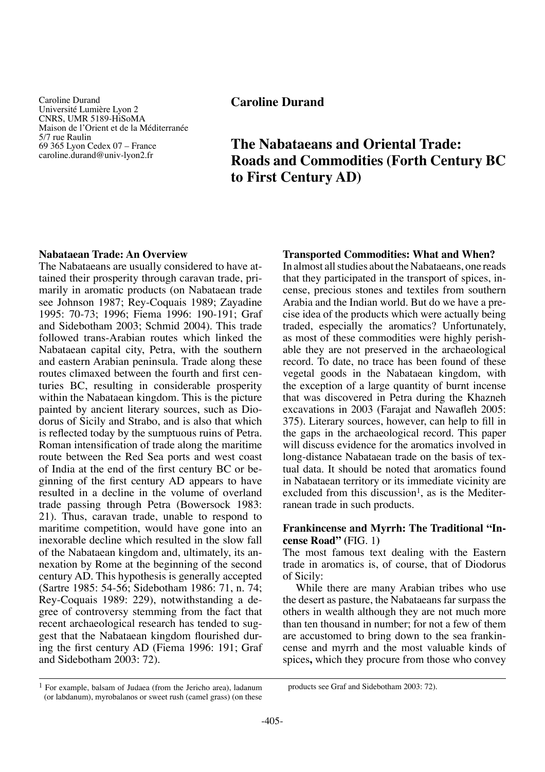Caroline Durand
Université Lumière Lyon 2
CNRS, UMR 5189-HiSoMA
Maison de l'Orient et de la Méditerranée
5/7 rue Raulin
69 365 Lyon Cedex 07 – France
caroline.durand@univ-lyon2.fr

**Caroline Durand**

# The Nabataeans and Oriental Trade: Roads and Commodities (Forth Century BC to First Century AD)

## Nabataean Trade: An Overview

The Nabataeans are usually considered to have attained their prosperity through caravan trade, primarily in aromatic products (on Nabataean trade see Johnson 1987; Rey-Coquais 1989; Zayadine 1995: 70-73; 1996; Fiema 1996: 190-191; Graf and Sidebotham 2003; Schmid 2004). This trade followed trans-Arabian routes which linked the Nabataean capital city, Petra, with the southern and eastern Arabian peninsula. Trade along these routes climaxed between the fourth and first centuries BC, resulting in considerable prosperity within the Nabataean kingdom. This is the picture painted by ancient literary sources, such as Diodorus of Sicily and Strabo, and is also that which is reflected today by the sumptuous ruins of Petra. Roman intensification of trade along the maritime route between the Red Sea ports and west coast of India at the end of the first century BC or beginning of the first century AD appears to have resulted in a decline in the volume of overland trade passing through Petra (Bowersock 1983: 21). Thus, caravan trade, unable to respond to maritime competition, would have gone into an inexorable decline which resulted in the slow fall of the Nabataean kingdom and, ultimately, its annexation by Rome at the beginning of the second century AD. This hypothesis is generally accepted (Sartre 1985: 54-56; Sidebotham 1986: 71, n. 74; Rey-Coquais 1989: 229), notwithstanding a degree of controversy stemming from the fact that recent archaeological research has tended to suggest that the Nabataean kingdom flourished during the first century AD (Fiema 1996: 191; Graf and Sidebotham 2003: 72).

## Transported Commodities: What and When?

In almost all studies about the Nabataeans, one reads that they participated in the transport of spices, incense, precious stones and textiles from southern Arabia and the Indian world. But do we have a precise idea of the products which were actually being traded, especially the aromatics? Unfortunately, as most of these commodities were highly perishable they are not preserved in the archaeological record. To date, no trace has been found of these vegetal goods in the Nabataean kingdom, with the exception of a large quantity of burnt incense that was discovered in Petra during the Khazneh excavations in 2003 (Farajat and Nawafleh 2005: 375). Literary sources, however, can help to fill in the gaps in the archaeological record. This paper will discuss evidence for the aromatics involved in long-distance Nabataean trade on the basis of textual data. It should be noted that aromatics found in Nabataean territory or its immediate vicinity are excluded from this discussion[1], as is the Mediterranean trade in such products.

## Frankincense and Myrrh: The Traditional "Incense Road" (FIG. 1)

The most famous text dealing with the Eastern trade in aromatics is, of course, that of Diodorus of Sicily:

While there are many Arabian tribes who use the desert as pasture, the Nabataeans far surpass the others in wealth although they are not much more than ten thousand in number; for not a few of them are accustomed to bring down to the sea frankincense and myrrh and the most valuable kinds of spices**,** which they procure from those who convey

[1] For example, balsam of Judaea (from the Jericho area), ladanum (or labdanum), myrobalanos or sweet rush (camel grass) (on these products see Graf and Sidebotham 2003: 72).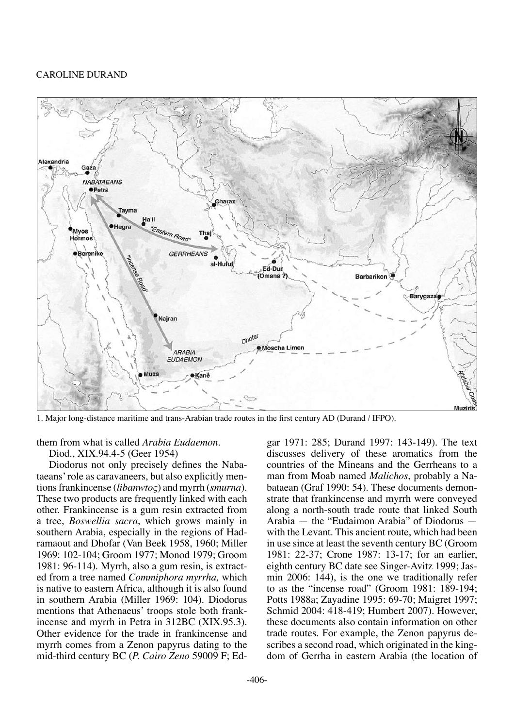1. Major long-distance maritime and trans-Arabian trade routes in the first century AD (Durand / IFPO).

them from what is called *Arabia Eudaemon*.

Diod., XIX.94.4-5 (Geer 1954)

Diodorus not only precisely defines the Nabataeans' role as caravaneers, but also explicitly mentions frankincense (*libanwtoς*) and myrrh (*smurna*). These two products are frequently linked with each other. Frankincense is a gum resin extracted from a tree, *Boswellia sacra*, which grows mainly in southern Arabia, especially in the regions of Hadramaout and Dhofar (Van Beek 1958, 1960; Miller 1969: 102-104; Groom 1977; Monod 1979; Groom 1981: 96-114). Myrrh, also a gum resin, is extracted from a tree named *Commiphora myrrha,* which is native to eastern Africa, although it is also found in southern Arabia (Miller 1969: 104). Diodorus mentions that Athenaeus' troops stole both frankincense and myrrh in Petra in 312BC (XIX.95.3). Other evidence for the trade in frankincense and myrrh comes from a Zenon papyrus dating to the mid-third century BC (*P. Cairo Zeno* 59009 F; Edgar 1971: 285; Durand 1997: 143-149). The text discusses delivery of these aromatics from the countries of the Mineans and the Gerrheans to a man from Moab named *Malichos*, probably a Nabataean (Graf 1990: 54). These documents demonstrate that frankincense and myrrh were conveyed along a north-south trade route that linked South Arabia — the "Eudaimon Arabia" of Diodorus — with the Levant. This ancient route, which had been in use since at least the seventh century BC (Groom 1981: 22-37; Crone 1987: 13-17; for an earlier, eighth century BC date see Singer-Avitz 1999; Jasmin 2006: 144), is the one we traditionally refer to as the "incense road" (Groom 1981: 189-194; Potts 1988a; Zayadine 1995: 69-70; Maigret 1997; Schmid 2004: 418-419; Humbert 2007). However, these documents also contain information on other trade routes. For example, the Zenon papyrus describes a second road, which originated in the kingdom of Gerrha in eastern Arabia (the location of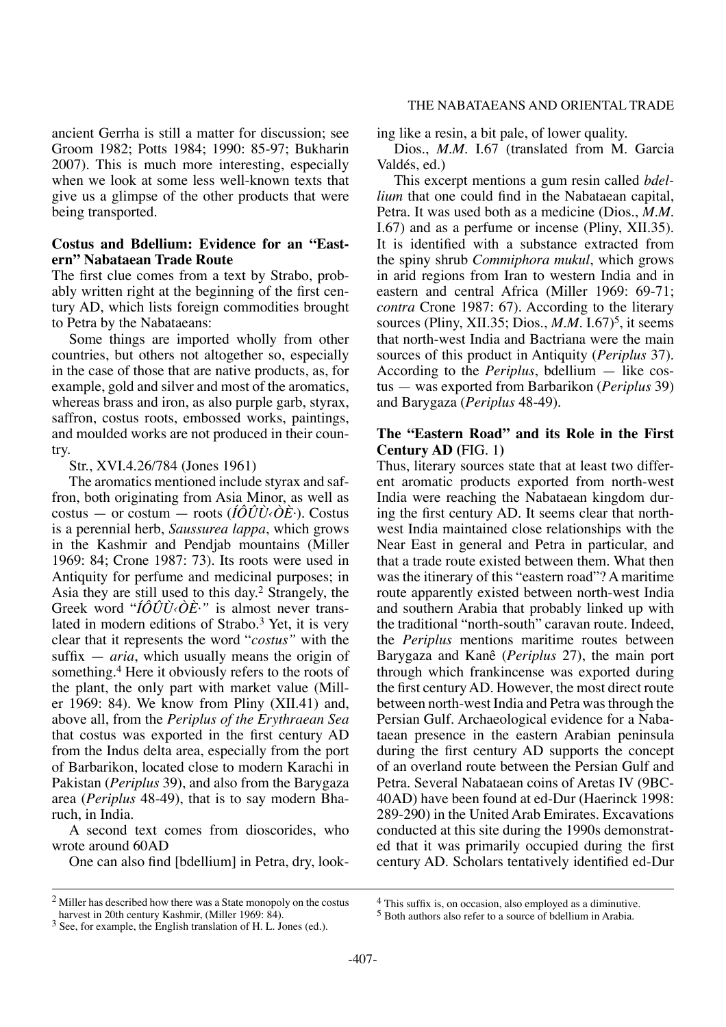ancient Gerrha is still a matter for discussion; see Groom 1982; Potts 1984; 1990: 85-97; Bukharin 2007). This is much more interesting, especially when we look at some less well-known texts that give us a glimpse of the other products that were being transported.

### Costus and Bdellium: Evidence for an "Eastern" Nabataean Trade Route

The first clue comes from a text by Strabo, probably written right at the beginning of the first century AD, which lists foreign commodities brought to Petra by the Nabataeans:

Some things are imported wholly from other countries, but others not altogether so, especially in the case of those that are native products, as, for example, gold and silver and most of the aromatics, whereas brass and iron, as also purple garb, styrax, saffron, costus roots, embossed works, paintings, and moulded works are not produced in their country.

Str., XVI.4.26/784 (Jones 1961)

The aromatics mentioned include styrax and saffron, both originating from Asia Minor, as well as costus — or costum — roots (*ÍÔÛÙ‹ÒÈ·*). Costus is a perennial herb, *Saussurea lappa*, which grows in the Kashmir and Pendjab mountains (Miller 1969: 84; Crone 1987: 73). Its roots were used in Antiquity for perfume and medicinal purposes; in Asia they are still used to this day.[2] Strangely, the Greek word "*ÍÔÛÙ‹ÒÈ·"* is almost never translated in modern editions of Strabo.[3] Yet, it is very clear that it represents the word "*costus"* with the suffix — *aria*, which usually means the origin of something.[4] Here it obviously refers to the roots of the plant, the only part with market value (Miller 1969: 84). We know from Pliny (XII.41) and, above all, from the *Periplus of the Erythraean Sea* that costus was exported in the first century AD from the Indus delta area, especially from the port of Barbarikon, located close to modern Karachi in Pakistan (*Periplus* 39), and also from the Barygaza area (*Periplus* 48-49), that is to say modern Bharuch, in India.

A second text comes from dioscorides, who wrote around 60AD

One can also find [bdellium] in Petra, dry, looking like a resin, a bit pale, of lower quality.

Dios., *M.M.* I.67 (translated from M. Garcia Valdés, ed.)

This excerpt mentions a gum resin called *bdellium* that one could find in the Nabataean capital, Petra. It was used both as a medicine (Dios., *M.M.* I.67) and as a perfume or incense (Pliny, XII.35). It is identified with a substance extracted from the spiny shrub *Commiphora mukul*, which grows in arid regions from Iran to western India and in eastern and central Africa (Miller 1969: 69-71; *contra* Crone 1987: 67). According to the literary sources (Pliny, XII.35; Dios., *M.M.* I.67)[5], it seems that north-west India and Bactriana were the main sources of this product in Antiquity (*Periplus* 37). According to the *Periplus*, bdellium — like costus — was exported from Barbarikon (*Periplus* 39) and Barygaza (*Periplus* 48-49).

### The "Eastern Road" and its Role in the First Century AD (FIG. 1)

Thus, literary sources state that at least two different aromatic products exported from north-west India were reaching the Nabataean kingdom during the first century AD. It seems clear that north-west India maintained close relationships with the Near East in general and Petra in particular, and that a trade route existed between them. What then was the itinerary of this "eastern road"? A maritime route apparently existed between north-west India and southern Arabia that probably linked up with the traditional "north-south" caravan route. Indeed, the *Periplus* mentions maritime routes between Barygaza and Kanê (*Periplus* 27), the main port through which frankincense was exported during the first century AD. However, the most direct route between north-west India and Petra was through the Persian Gulf. Archaeological evidence for a Nabataean presence in the eastern Arabian peninsula during the first century AD supports the concept of an overland route between the Persian Gulf and Petra. Several Nabataean coins of Aretas IV (9BC-40AD) have been found at ed-Dur (Haerinck 1998: 289-290) in the United Arab Emirates. Excavations conducted at this site during the 1990s demonstrated that it was primarily occupied during the first century AD. Scholars tentatively identified ed-Dur

---

[2] Miller has described how there was a State monopoly on the costus harvest in 20th century Kashmir, (Miller 1969: 84).

[3] See, for example, the English translation of H. L. Jones (ed.).

[4] This suffix is, on occasion, also employed as a diminutive.

[5] Both authors also refer to a source of bdellium in Arabia.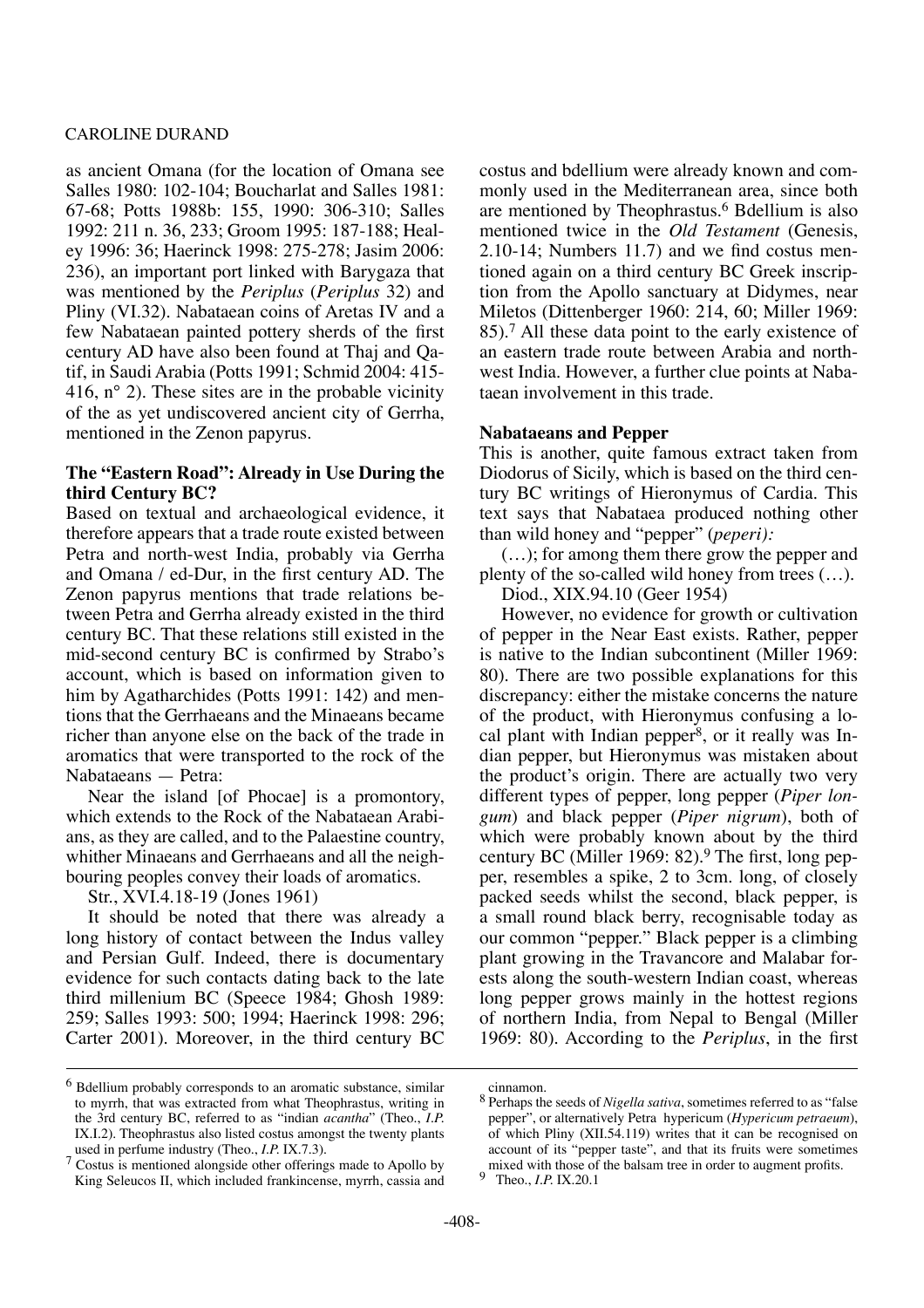as ancient Omana (for the location of Omana see Salles 1980: 102-104; Boucharlat and Salles 1981: 67-68; Potts 1988b: 155, 1990: 306-310; Salles 1992: 211 n. 36, 233; Groom 1995: 187-188; Healey 1996: 36; Haerinck 1998: 275-278; Jasim 2006: 236), an important port linked with Barygaza that was mentioned by the *Periplus* (*Periplus* 32) and Pliny (VI.32). Nabataean coins of Aretas IV and a few Nabataean painted pottery sherds of the first century AD have also been found at Thaj and Qatif, in Saudi Arabia (Potts 1991; Schmid 2004: 415-416, n° 2). These sites are in the probable vicinity of the as yet undiscovered ancient city of Gerrha, mentioned in the Zenon papyrus.

### The "Eastern Road": Already in Use During the third Century BC?

Based on textual and archaeological evidence, it therefore appears that a trade route existed between Petra and north-west India, probably via Gerrha and Omana / ed-Dur, in the first century AD. The Zenon papyrus mentions that trade relations between Petra and Gerrha already existed in the third century BC. That these relations still existed in the mid-second century BC is confirmed by Strabo's account, which is based on information given to him by Agatharchides (Potts 1991: 142) and mentions that the Gerrhaeans and the Minaeans became richer than anyone else on the back of the trade in aromatics that were transported to the rock of the Nabataeans — Petra:

Near the island [of Phocae] is a promontory, which extends to the Rock of the Nabataean Arabians, as they are called, and to the Palaestine country, whither Minaeans and Gerrhaeans and all the neighbouring peoples convey their loads of aromatics.

Str., XVI.4.18-19 (Jones 1961)

It should be noted that there was already a long history of contact between the Indus valley and Persian Gulf. Indeed, there is documentary evidence for such contacts dating back to the late third millenium BC (Speece 1984; Ghosh 1989: 259; Salles 1993: 500; 1994; Haerinck 1998: 296; Carter 2001). Moreover, in the third century BC costus and bdellium were already known and commonly used in the Mediterranean area, since both are mentioned by Theophrastus.[6] Bdellium is also mentioned twice in the *Old Testament* (Genesis, 2.10-14; Numbers 11.7) and we find costus mentioned again on a third century BC Greek inscription from the Apollo sanctuary at Didymes, near Miletos (Dittenberger 1960: 214, 60; Miller 1969: 85).[7] All these data point to the early existence of an eastern trade route between Arabia and north-west India. However, a further clue points at Nabataean involvement in this trade.

### Nabataeans and Pepper

This is another, quite famous extract taken from Diodorus of Sicily, which is based on the third century BC writings of Hieronymus of Cardia. This text says that Nabataea produced nothing other than wild honey and "pepper" (*peperi):*

(…); for among them there grow the pepper and plenty of the so-called wild honey from trees (…).

Diod., XIX.94.10 (Geer 1954)

However, no evidence for growth or cultivation of pepper in the Near East exists. Rather, pepper is native to the Indian subcontinent (Miller 1969: 80). There are two possible explanations for this discrepancy: either the mistake concerns the nature of the product, with Hieronymus confusing a local plant with Indian pepper[8], or it really was Indian pepper, but Hieronymus was mistaken about the product's origin. There are actually two very different types of pepper, long pepper (*Piper longum*) and black pepper (*Piper nigrum*), both of which were probably known about by the third century BC (Miller 1969: 82).[9] The first, long pepper, resembles a spike, 2 to 3cm. long, of closely packed seeds whilst the second, black pepper, is a small round black berry, recognisable today as our common "pepper." Black pepper is a climbing plant growing in the Travancore and Malabar forests along the south-western Indian coast, whereas long pepper grows mainly in the hottest regions of northern India, from Nepal to Bengal (Miller 1969: 80). According to the *Periplus*, in the first

---

[6] Bdellium probably corresponds to an aromatic substance, similar to myrrh, that was extracted from what Theophrastus, writing in the 3rd century BC, referred to as "indian *acantha*" (Theo., *I.P.* IX.I.2). Theophrastus also listed costus amongst the twenty plants used in perfume industry (Theo., *I.P.* IX.7.3).

[7] Costus is mentioned alongside other offerings made to Apollo by King Seleucos II, which included frankincense, myrrh, cassia and cinnamon.

[8] Perhaps the seeds of *Nigella sativa*, sometimes referred to as "false pepper", or alternatively Petra hypericum (*Hypericum petraeum*), of which Pliny (XII.54.119) writes that it can be recognised on account of its "pepper taste", and that its fruits were sometimes mixed with those of the balsam tree in order to augment profits.

[9] Theo., *I.P.* IX.20.1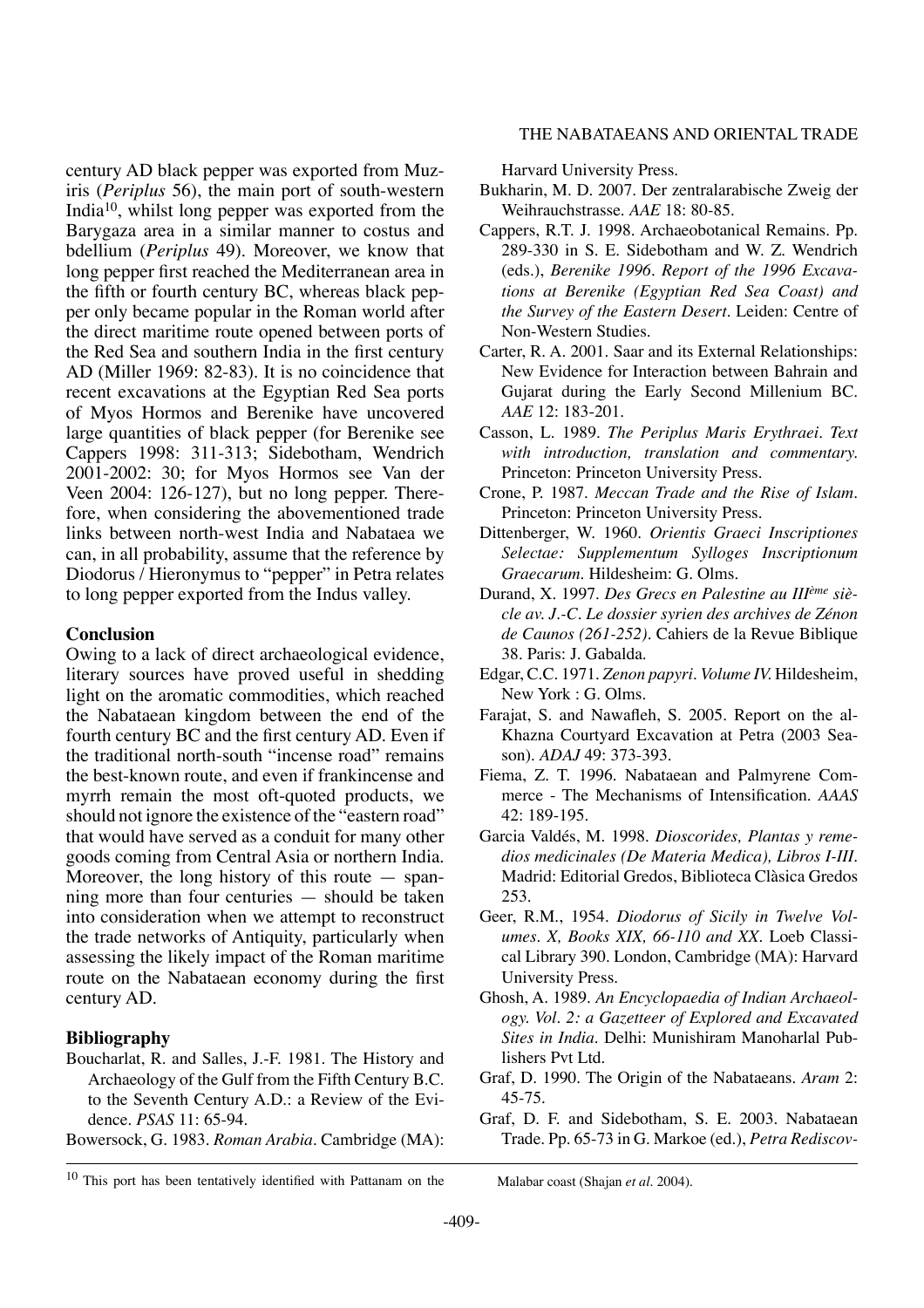century AD black pepper was exported from Muziris (*Periplus* 56), the main port of south-western India[10], whilst long pepper was exported from the Barygaza area in a similar manner to costus and bdellium (*Periplus* 49). Moreover, we know that long pepper first reached the Mediterranean area in the fifth or fourth century BC, whereas black pepper only became popular in the Roman world after the direct maritime route opened between ports of the Red Sea and southern India in the first century AD (Miller 1969: 82-83). It is no coincidence that recent excavations at the Egyptian Red Sea ports of Myos Hormos and Berenike have uncovered large quantities of black pepper (for Berenike see Cappers 1998: 311-313; Sidebotham, Wendrich 2001-2002: 30; for Myos Hormos see Van der Veen 2004: 126-127), but no long pepper. Therefore, when considering the abovementioned trade links between north-west India and Nabataea we can, in all probability, assume that the reference by Diodorus / Hieronymus to "pepper" in Petra relates to long pepper exported from the Indus valley.

## Conclusion

Owing to a lack of direct archaeological evidence, literary sources have proved useful in shedding light on the aromatic commodities, which reached the Nabataean kingdom between the end of the fourth century BC and the first century AD. Even if the traditional north-south "incense road" remains the best-known route, and even if frankincense and myrrh remain the most oft-quoted products, we should not ignore the existence of the "eastern road" that would have served as a conduit for many other goods coming from Central Asia or northern India. Moreover, the long history of this route — spanning more than four centuries — should be taken into consideration when we attempt to reconstruct the trade networks of Antiquity, particularly when assessing the likely impact of the Roman maritime route on the Nabataean economy during the first century AD.

## Bibliography

Boucharlat, R. and Salles, J.-F. 1981. The History and Archaeology of the Gulf from the Fifth Century B.C. to the Seventh Century A.D.: a Review of the Evidence. *PSAS* 11: 65-94.

Bowersock, G. 1983. *Roman Arabia*. Cambridge (MA): Harvard University Press.

Bukharin, M. D. 2007. Der zentralarabische Zweig der Weihrauchstrasse. *AAE* 18: 80-85.

Cappers, R.T. J. 1998. Archaeobotanical Remains. Pp. 289-330 in S. E. Sidebotham and W. Z. Wendrich (eds.), *Berenike 1996. Report of the 1996 Excavations at Berenike (Egyptian Red Sea Coast) and the Survey of the Eastern Desert*. Leiden: Centre of Non-Western Studies.

Carter, R. A. 2001. Saar and its External Relationships: New Evidence for Interaction between Bahrain and Gujarat during the Early Second Millenium BC. *AAE* 12: 183-201.

Casson, L. 1989. *The Periplus Maris Erythraei. Text with introduction, translation and commentary.* Princeton: Princeton University Press.

Crone, P. 1987. *Meccan Trade and the Rise of Islam*. Princeton: Princeton University Press.

Dittenberger, W. 1960. *Orientis Graeci Inscriptiones Selectae: Supplementum Sylloges Inscriptionum Graecarum*. Hildesheim: G. Olms.

Durand, X. 1997. *Des Grecs en Palestine au IIIème siècle av. J.-C. Le dossier syrien des archives de Zénon de Caunos (261-252)*. Cahiers de la Revue Biblique 38. Paris: J. Gabalda.

Edgar, C.C. 1971. *Zenon papyri. Volume IV.* Hildesheim, New York : G. Olms.

Farajat, S. and Nawafleh, S. 2005. Report on the al-Khazna Courtyard Excavation at Petra (2003 Season). *ADAJ* 49: 373-393.

Fiema, Z. T. 1996. Nabataean and Palmyrene Commerce - The Mechanisms of Intensification. *AAAS* 42: 189-195.

Garcia Valdés, M. 1998. *Dioscorides, Plantas y remedios medicinales (De Materia Medica), Libros I-III*. Madrid: Editorial Gredos, Biblioteca Clàsica Gredos 253.

Geer, R.M., 1954. *Diodorus of Sicily in Twelve Volumes. X, Books XIX, 66-110 and XX*. Loeb Classical Library 390. London, Cambridge (MA): Harvard University Press.

Ghosh, A. 1989. *An Encyclopaedia of Indian Archaeology. Vol. 2: a Gazetteer of Explored and Excavated Sites in India*. Delhi: Munishiram Manoharlal Publishers Pvt Ltd.

Graf, D. 1990. The Origin of the Nabataeans. *Aram* 2: 45-75.

Graf, D. F. and Sidebotham, S. E. 2003. Nabataean Trade. Pp. 65-73 in G. Markoe (ed.), *Petra Rediscov-*

[10] This port has been tentatively identified with Pattanam on the Malabar coast (Shajan *et al*. 2004).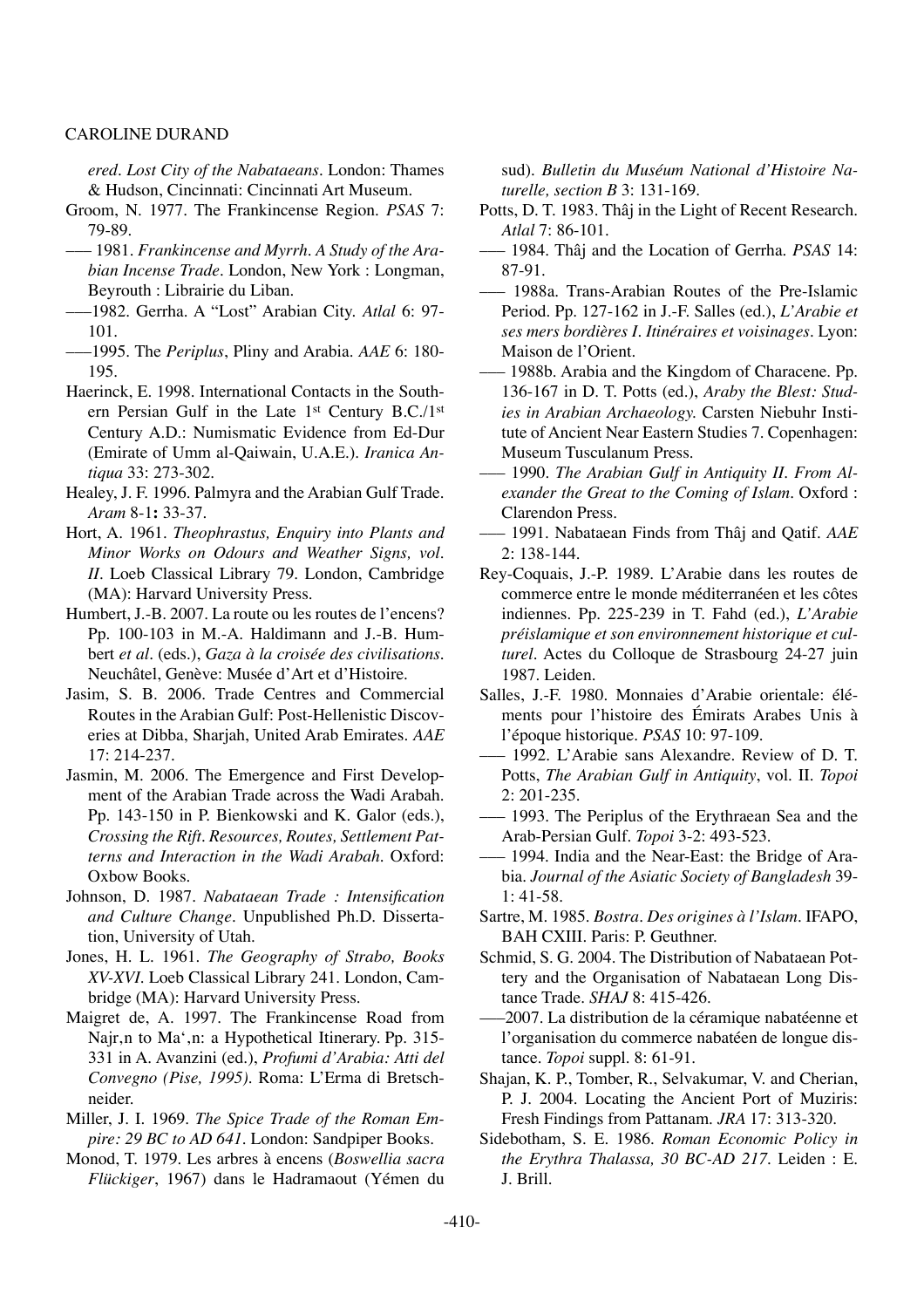*ered. Lost City of the Nabataeans*. London: Thames & Hudson, Cincinnati: Cincinnati Art Museum.

Groom, N. 1977. The Frankincense Region. *PSAS* 7: 79-89.

—— 1981. *Frankincense and Myrrh. A Study of the Arabian Incense Trade*. London, New York : Longman, Beyrouth : Librairie du Liban.

——1982. Gerrha. A "Lost" Arabian City. *Atlal* 6: 97-101.

——1995. The *Periplus*, Pliny and Arabia. *AAE* 6: 180-195.

Haerinck, E. 1998. International Contacts in the Southern Persian Gulf in the Late 1st Century B.C./1st Century A.D.: Numismatic Evidence from Ed-Dur (Emirate of Umm al-Qaiwain, U.A.E.). *Iranica Antiqua* 33: 273-302.

Healey, J. F. 1996. Palmyra and the Arabian Gulf Trade. *Aram* 8-1**:** 33-37.

Hort, A. 1961. *Theophrastus, Enquiry into Plants and Minor Works on Odours and Weather Signs, vol. II*. Loeb Classical Library 79. London, Cambridge (MA): Harvard University Press.

Humbert, J.-B. 2007. La route ou les routes de l'encens? Pp. 100-103 in M.-A. Haldimann and J.-B. Humbert *et al*. (eds.), *Gaza à la croisée des civilisations*. Neuchâtel, Genève: Musée d'Art et d'Histoire.

Jasim, S. B. 2006. Trade Centres and Commercial Routes in the Arabian Gulf: Post-Hellenistic Discoveries at Dibba, Sharjah, United Arab Emirates. *AAE* 17: 214-237.

Jasmin, M. 2006. The Emergence and First Development of the Arabian Trade across the Wadi Arabah. Pp. 143-150 in P. Bienkowski and K. Galor (eds.), *Crossing the Rift. Resources, Routes, Settlement Patterns and Interaction in the Wadi Arabah*. Oxford: Oxbow Books.

Johnson, D. 1987. *Nabataean Trade : Intensification and Culture Change*. Unpublished Ph.D. Dissertation, University of Utah.

Jones, H. L. 1961. *The Geography of Strabo, Books XV-XVI*. Loeb Classical Library 241. London, Cambridge (MA): Harvard University Press.

Maigret de, A. 1997. The Frankincense Road from Najr,n to Ma',n: a Hypothetical Itinerary. Pp. 315-331 in A. Avanzini (ed.), *Profumi d'Arabia: Atti del Convegno (Pise, 1995)*. Roma: L'Erma di Bretschneider.

Miller, J. I. 1969. *The Spice Trade of the Roman Empire: 29 BC to AD 641*. London: Sandpiper Books.

Monod, T. 1979. Les arbres à encens (*Boswellia sacra Flückiger*, 1967) dans le Hadramaout (Yémen du sud). *Bulletin du Muséum National d'Histoire Naturelle, section B* 3: 131-169.

Potts, D. T. 1983. Thâj in the Light of Recent Research. *Atlal* 7: 86-101.

—— 1984. Thâj and the Location of Gerrha. *PSAS* 14: 87-91.

—— 1988a. Trans-Arabian Routes of the Pre-Islamic Period. Pp. 127-162 in J.-F. Salles (ed.), *L'Arabie et ses mers bordières I. Itinéraires et voisinages*. Lyon: Maison de l'Orient.

—— 1988b. Arabia and the Kingdom of Characene. Pp. 136-167 in D. T. Potts (ed.), *Araby the Blest: Studies in Arabian Archaeology.* Carsten Niebuhr Institute of Ancient Near Eastern Studies 7. Copenhagen: Museum Tusculanum Press.

—— 1990. *The Arabian Gulf in Antiquity II. From Alexander the Great to the Coming of Islam*. Oxford : Clarendon Press.

—— 1991. Nabataean Finds from Thâj and Qatif. *AAE* 2: 138-144.

Rey-Coquais, J.-P. 1989. L'Arabie dans les routes de commerce entre le monde méditerranéen et les côtes indiennes. Pp. 225-239 in T. Fahd (ed.), *L'Arabie préislamique et son environnement historique et culturel*. Actes du Colloque de Strasbourg 24-27 juin 1987. Leiden.

Salles, J.-F. 1980. Monnaies d'Arabie orientale: éléments pour l'histoire des Émirats Arabes Unis à l'époque historique. *PSAS* 10: 97-109.

—— 1992. L'Arabie sans Alexandre. Review of D. T. Potts, *The Arabian Gulf in Antiquity*, vol. II. *Topoi* 2: 201-235.

—— 1993. The Periplus of the Erythraean Sea and the Arab-Persian Gulf. *Topoi* 3-2: 493-523.

—— 1994. India and the Near-East: the Bridge of Arabia. *Journal of the Asiatic Society of Bangladesh* 39-1: 41-58.

Sartre, M. 1985. *Bostra. Des origines à l'Islam*. IFAPO, BAH CXIII. Paris: P. Geuthner.

Schmid, S. G. 2004. The Distribution of Nabataean Pottery and the Organisation of Nabataean Long Distance Trade. *SHAJ* 8: 415-426.

——2007. La distribution de la céramique nabatéenne et l'organisation du commerce nabatéen de longue distance. *Topoi* suppl. 8: 61-91.

Shajan, K. P., Tomber, R., Selvakumar, V. and Cherian, P. J. 2004. Locating the Ancient Port of Muziris: Fresh Findings from Pattanam. *JRA* 17: 313-320.

Sidebotham, S. E. 1986. *Roman Economic Policy in the Erythra Thalassa, 30 BC-AD 217*. Leiden : E. J. Brill.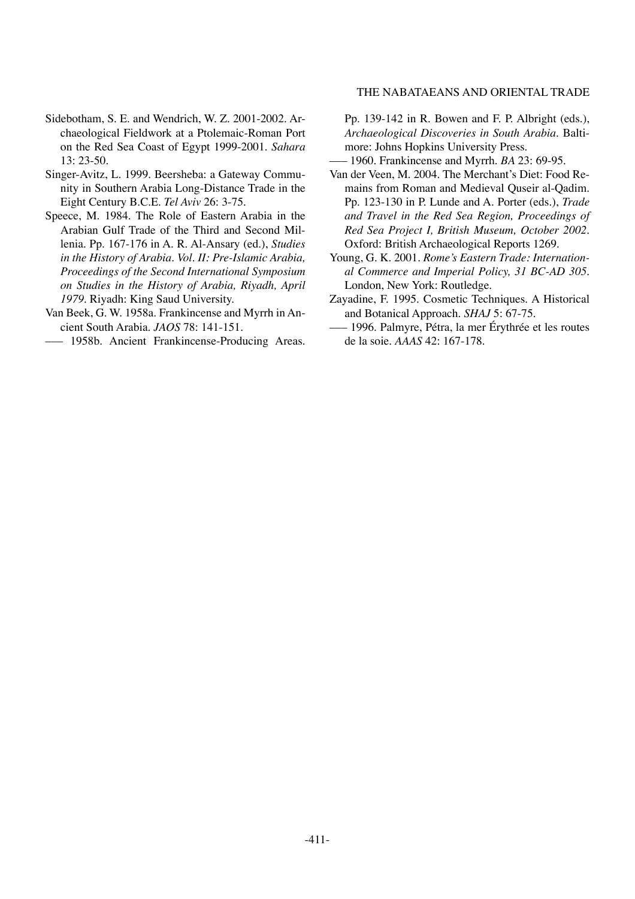Sidebotham, S. E. and Wendrich, W. Z. 2001-2002. Archaeological Fieldwork at a Ptolemaic-Roman Port on the Red Sea Coast of Egypt 1999-2001. *Sahara* 13: 23-50.

Singer-Avitz, L. 1999. Beersheba: a Gateway Community in Southern Arabia Long-Distance Trade in the Eight Century B.C.E. *Tel Aviv* 26: 3-75.

Speece, M. 1984. The Role of Eastern Arabia in the Arabian Gulf Trade of the Third and Second Millenia. Pp. 167-176 in A. R. Al-Ansary (ed.), *Studies in the History of Arabia. Vol. II: Pre-Islamic Arabia, Proceedings of the Second International Symposium on Studies in the History of Arabia, Riyadh, April 1979*. Riyadh: King Saud University.

Van Beek, G. W. 1958a. Frankincense and Myrrh in Ancient South Arabia. *JAOS* 78: 141-151.

—— 1958b. Ancient Frankincense-Producing Areas. Pp. 139-142 in R. Bowen and F. P. Albright (eds.), *Archaeological Discoveries in South Arabia*. Baltimore: Johns Hopkins University Press.

—— 1960. Frankincense and Myrrh. *BA* 23: 69-95.

Van der Veen, M. 2004. The Merchant's Diet: Food Remains from Roman and Medieval Quseir al-Qadim. Pp. 123-130 in P. Lunde and A. Porter (eds.), *Trade and Travel in the Red Sea Region, Proceedings of Red Sea Project I, British Museum, October 2002*. Oxford: British Archaeological Reports 1269.

Young, G. K. 2001. *Rome's Eastern Trade: International Commerce and Imperial Policy, 31 BC-AD 305*. London, New York: Routledge.

Zayadine, F. 1995. Cosmetic Techniques. A Historical and Botanical Approach. *SHAJ* 5: 67-75.

—— 1996. Palmyre, Pétra, la mer Érythrée et les routes de la soie. *AAAS* 42: 167-178.